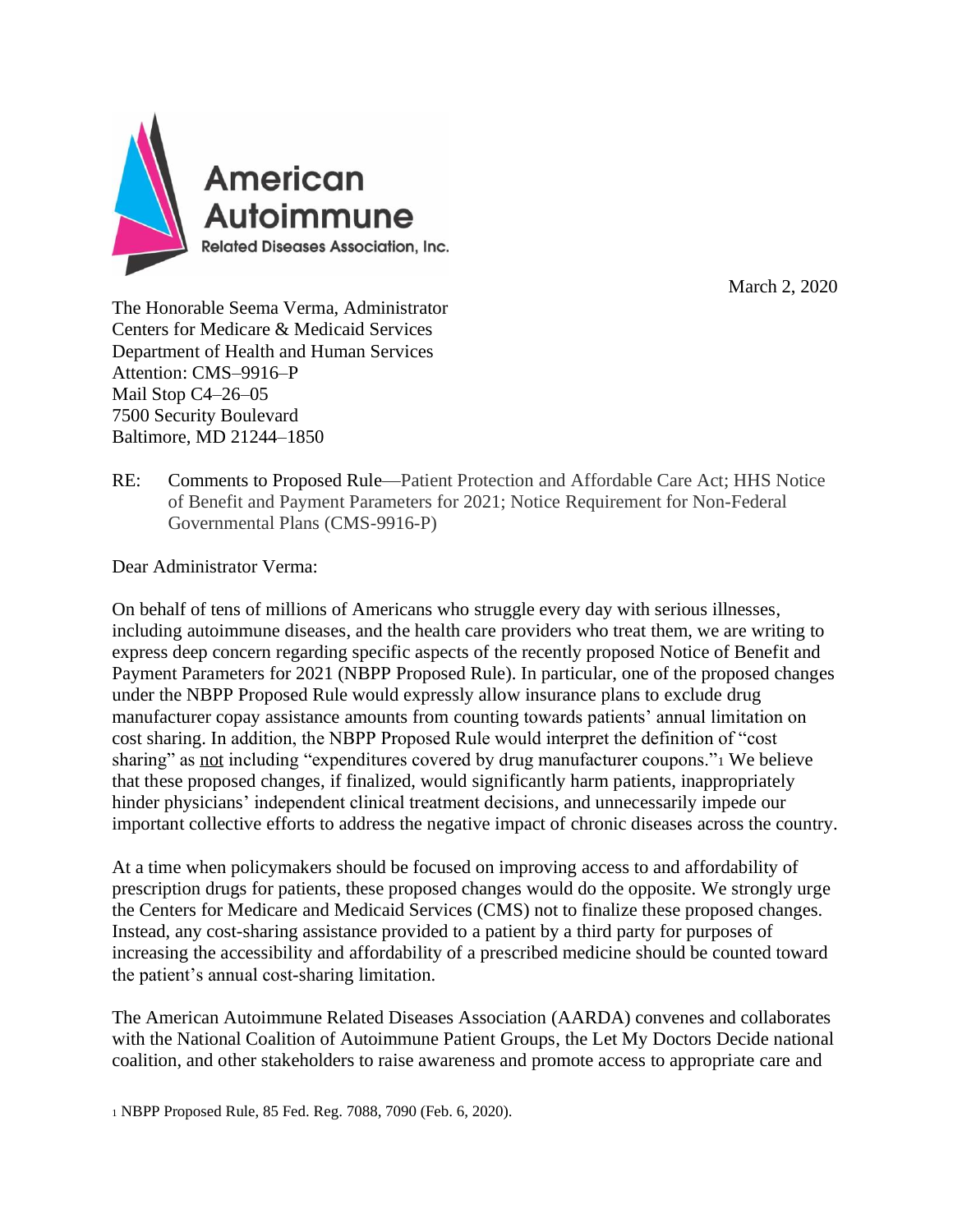American Autoimmune Related Diseases Association, Inc.

March 2, 2020

The Honorable Seema Verma, Administrator
Centers for Medicare & Medicaid Services
Department of Health and Human Services
Attention: CMS–9916–P
Mail Stop C4–26–05
7500 Security Boulevard
Baltimore, MD 21244–1850

RE: Comments to Proposed Rule—Patient Protection and Affordable Care Act; HHS Notice of Benefit and Payment Parameters for 2021; Notice Requirement for Non-Federal Governmental Plans (CMS-9916-P)

Dear Administrator Verma:

On behalf of tens of millions of Americans who struggle every day with serious illnesses, including autoimmune diseases, and the health care providers who treat them, we are writing to express deep concern regarding specific aspects of the recently proposed Notice of Benefit and Payment Parameters for 2021 (NBPP Proposed Rule). In particular, one of the proposed changes under the NBPP Proposed Rule would expressly allow insurance plans to exclude drug manufacturer copay assistance amounts from counting towards patients' annual limitation on cost sharing. In addition, the NBPP Proposed Rule would interpret the definition of "cost sharing" as not including "expenditures covered by drug manufacturer coupons."[1] We believe that these proposed changes, if finalized, would significantly harm patients, inappropriately hinder physicians' independent clinical treatment decisions, and unnecessarily impede our important collective efforts to address the negative impact of chronic diseases across the country.

At a time when policymakers should be focused on improving access to and affordability of prescription drugs for patients, these proposed changes would do the opposite. We strongly urge the Centers for Medicare and Medicaid Services (CMS) not to finalize these proposed changes. Instead, any cost-sharing assistance provided to a patient by a third party for purposes of increasing the accessibility and affordability of a prescribed medicine should be counted toward the patient's annual cost-sharing limitation.

The American Autoimmune Related Diseases Association (AARDA) convenes and collaborates with the National Coalition of Autoimmune Patient Groups, the Let My Doctors Decide national coalition, and other stakeholders to raise awareness and promote access to appropriate care and

[1] NBPP Proposed Rule, 85 Fed. Reg. 7088, 7090 (Feb. 6, 2020).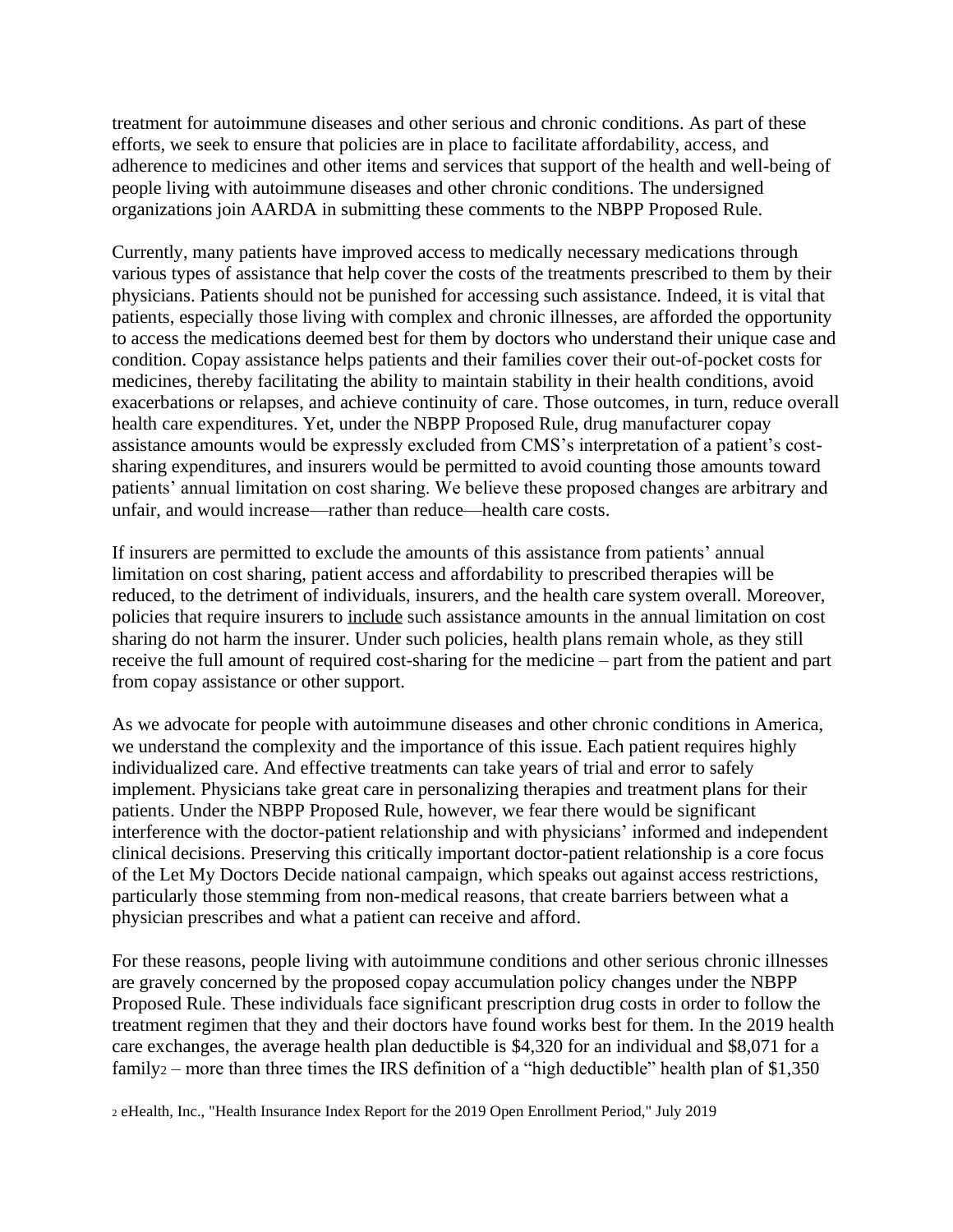treatment for autoimmune diseases and other serious and chronic conditions. As part of these efforts, we seek to ensure that policies are in place to facilitate affordability, access, and adherence to medicines and other items and services that support of the health and well-being of people living with autoimmune diseases and other chronic conditions. The undersigned organizations join AARDA in submitting these comments to the NBPP Proposed Rule.

Currently, many patients have improved access to medically necessary medications through various types of assistance that help cover the costs of the treatments prescribed to them by their physicians. Patients should not be punished for accessing such assistance. Indeed, it is vital that patients, especially those living with complex and chronic illnesses, are afforded the opportunity to access the medications deemed best for them by doctors who understand their unique case and condition. Copay assistance helps patients and their families cover their out-of-pocket costs for medicines, thereby facilitating the ability to maintain stability in their health conditions, avoid exacerbations or relapses, and achieve continuity of care. Those outcomes, in turn, reduce overall health care expenditures. Yet, under the NBPP Proposed Rule, drug manufacturer copay assistance amounts would be expressly excluded from CMS's interpretation of a patient's cost-sharing expenditures, and insurers would be permitted to avoid counting those amounts toward patients' annual limitation on cost sharing. We believe these proposed changes are arbitrary and unfair, and would increase—rather than reduce—health care costs.

If insurers are permitted to exclude the amounts of this assistance from patients' annual limitation on cost sharing, patient access and affordability to prescribed therapies will be reduced, to the detriment of individuals, insurers, and the health care system overall. Moreover, policies that require insurers to <u>include</u> such assistance amounts in the annual limitation on cost sharing do not harm the insurer. Under such policies, health plans remain whole, as they still receive the full amount of required cost-sharing for the medicine – part from the patient and part from copay assistance or other support.

As we advocate for people with autoimmune diseases and other chronic conditions in America, we understand the complexity and the importance of this issue. Each patient requires highly individualized care. And effective treatments can take years of trial and error to safely implement. Physicians take great care in personalizing therapies and treatment plans for their patients. Under the NBPP Proposed Rule, however, we fear there would be significant interference with the doctor-patient relationship and with physicians' informed and independent clinical decisions. Preserving this critically important doctor-patient relationship is a core focus of the Let My Doctors Decide national campaign, which speaks out against access restrictions, particularly those stemming from non-medical reasons, that create barriers between what a physician prescribes and what a patient can receive and afford.

For these reasons, people living with autoimmune conditions and other serious chronic illnesses are gravely concerned by the proposed copay accumulation policy changes under the NBPP Proposed Rule. These individuals face significant prescription drug costs in order to follow the treatment regimen that they and their doctors have found works best for them. In the 2019 health care exchanges, the average health plan deductible is $4,320 for an individual and $8,071 for a family[2] – more than three times the IRS definition of a "high deductible" health plan of $1,350

[2] eHealth, Inc., "Health Insurance Index Report for the 2019 Open Enrollment Period," July 2019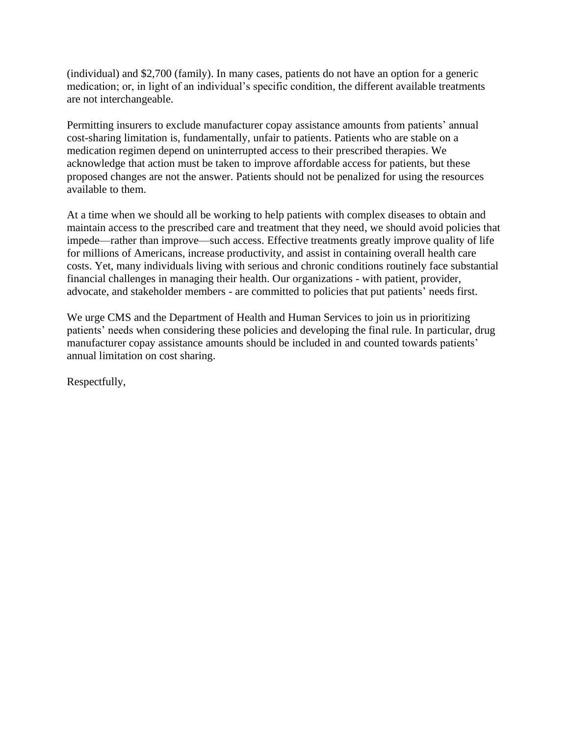(individual) and $2,700 (family). In many cases, patients do not have an option for a generic medication; or, in light of an individual's specific condition, the different available treatments are not interchangeable.

Permitting insurers to exclude manufacturer copay assistance amounts from patients' annual cost-sharing limitation is, fundamentally, unfair to patients. Patients who are stable on a medication regimen depend on uninterrupted access to their prescribed therapies. We acknowledge that action must be taken to improve affordable access for patients, but these proposed changes are not the answer. Patients should not be penalized for using the resources available to them.

At a time when we should all be working to help patients with complex diseases to obtain and maintain access to the prescribed care and treatment that they need, we should avoid policies that impede—rather than improve—such access. Effective treatments greatly improve quality of life for millions of Americans, increase productivity, and assist in containing overall health care costs. Yet, many individuals living with serious and chronic conditions routinely face substantial financial challenges in managing their health. Our organizations - with patient, provider, advocate, and stakeholder members - are committed to policies that put patients' needs first.

We urge CMS and the Department of Health and Human Services to join us in prioritizing patients' needs when considering these policies and developing the final rule. In particular, drug manufacturer copay assistance amounts should be included in and counted towards patients' annual limitation on cost sharing.

Respectfully,